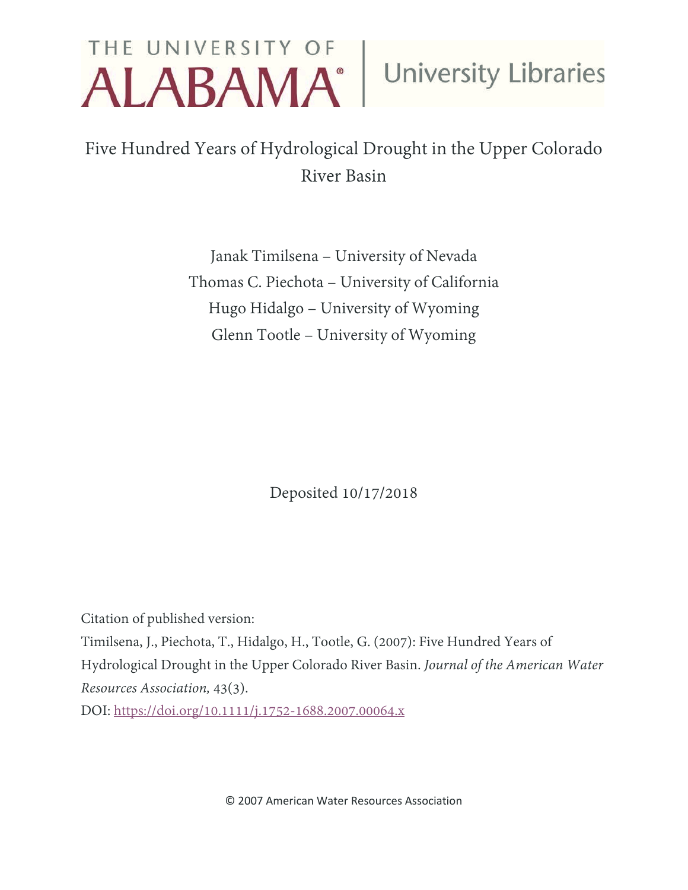THE UNIVERSITY OF ALABAMA | University Libraries

# Five Hundred Years of Hydrological Drought in the Upper Colorado River Basin

Janak Timilsena – University of Nevada
Thomas C. Piechota – University of California
Hugo Hidalgo – University of Wyoming
Glenn Tootle – University of Wyoming

Deposited 10/17/2018

Citation of published version:

Timilsena, J., Piechota, T., Hidalgo, H., Tootle, G. (2007): Five Hundred Years of Hydrological Drought in the Upper Colorado River Basin. *Journal of the American Water Resources Association,* 43(3).

DOI: https://doi.org/10.1111/j.1752-1688.2007.00064.x

© 2007 American Water Resources Association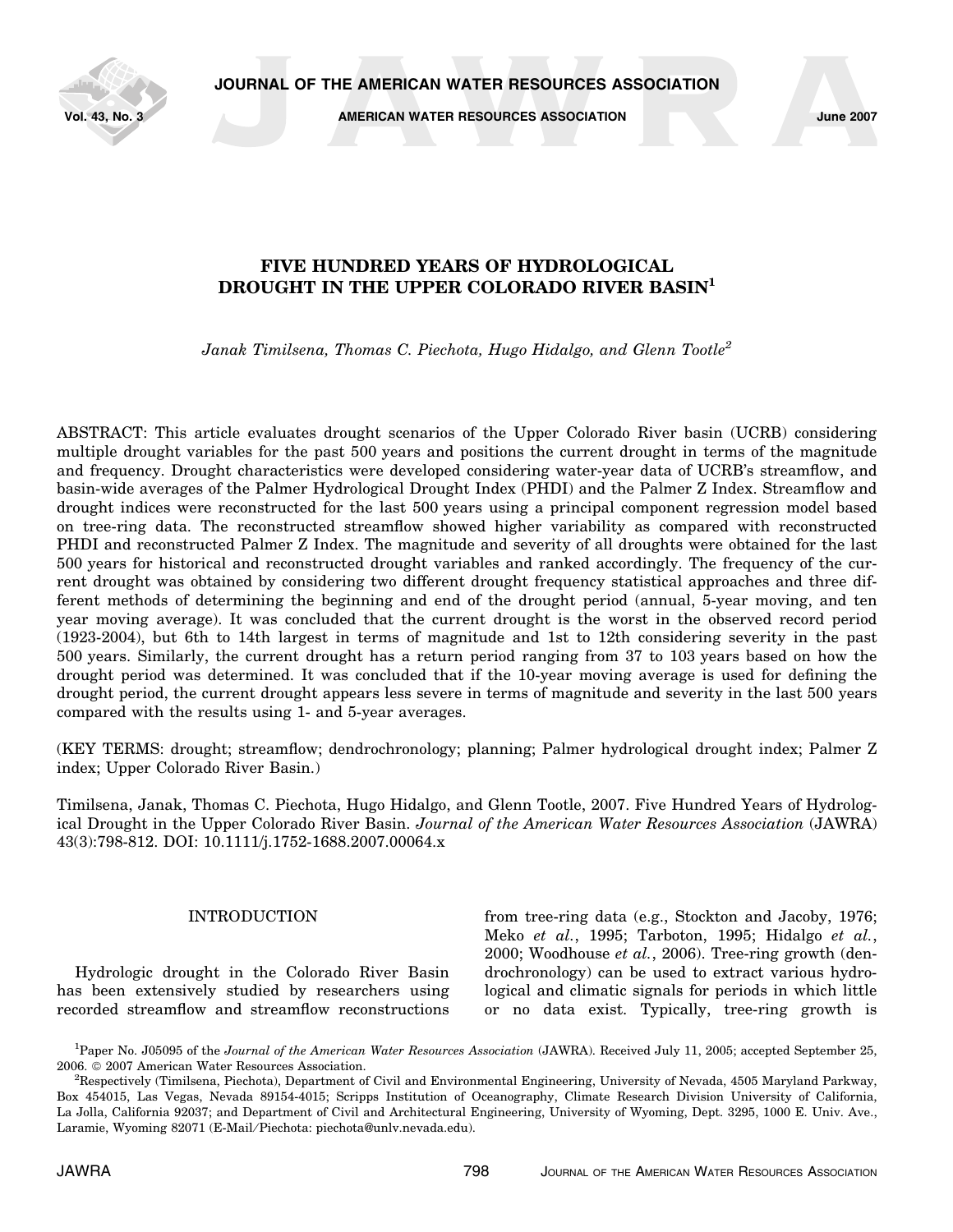# FIVE HUNDRED YEARS OF HYDROLOGICAL DROUGHT IN THE UPPER COLORADO RIVER BASIN[1]

*Janak Timilsena, Thomas C. Piechota, Hugo Hidalgo, and Glenn Tootle*[2]

ABSTRACT: This article evaluates drought scenarios of the Upper Colorado River basin (UCRB) considering multiple drought variables for the past 500 years and positions the current drought in terms of the magnitude and frequency. Drought characteristics were developed considering water-year data of UCRB's streamflow, and basin-wide averages of the Palmer Hydrological Drought Index (PHDI) and the Palmer Z Index. Streamflow and drought indices were reconstructed for the last 500 years using a principal component regression model based on tree-ring data. The reconstructed streamflow showed higher variability as compared with reconstructed PHDI and reconstructed Palmer Z Index. The magnitude and severity of all droughts were obtained for the last 500 years for historical and reconstructed drought variables and ranked accordingly. The frequency of the current drought was obtained by considering two different drought frequency statistical approaches and three different methods of determining the beginning and end of the drought period (annual, 5-year moving, and ten year moving average). It was concluded that the current drought is the worst in the observed record period (1923-2004), but 6th to 14th largest in terms of magnitude and 1st to 12th considering severity in the past 500 years. Similarly, the current drought has a return period ranging from 37 to 103 years based on how the drought period was determined. It was concluded that if the 10-year moving average is used for defining the drought period, the current drought appears less severe in terms of magnitude and severity in the last 500 years compared with the results using 1- and 5-year averages.

(KEY TERMS: drought; streamflow; dendrochronology; planning; Palmer hydrological drought index; Palmer Z index; Upper Colorado River Basin.)

Timilsena, Janak, Thomas C. Piechota, Hugo Hidalgo, and Glenn Tootle, 2007. Five Hundred Years of Hydrological Drought in the Upper Colorado River Basin. *Journal of the American Water Resources Association* (JAWRA) 43(3):798-812. DOI: 10.1111/j.1752-1688.2007.00064.x

## INTRODUCTION

Hydrologic drought in the Colorado River Basin has been extensively studied by researchers using recorded streamflow and streamflow reconstructions from tree-ring data (e.g., Stockton and Jacoby, 1976; Meko *et al.*, 1995; Tarboton, 1995; Hidalgo *et al.*, 2000; Woodhouse *et al.*, 2006). Tree-ring growth (dendrochronology) can be used to extract various hydrological and climatic signals for periods in which little or no data exist. Typically, tree-ring growth is

[1] Paper No. J05095 of the *Journal of the American Water Resources Association* (JAWRA). Received July 11, 2005; accepted September 25, 2006. © 2007 American Water Resources Association.

[2] Respectively (Timilsena, Piechota), Department of Civil and Environmental Engineering, University of Nevada, 4505 Maryland Parkway, Box 454015, Las Vegas, Nevada 89154-4015; Scripps Institution of Oceanography, Climate Research Division University of California, La Jolla, California 92037; and Department of Civil and Architectural Engineering, University of Wyoming, Dept. 3295, 1000 E. Univ. Ave., Laramie, Wyoming 82071 (E-Mail/Piechota: piechota@unlv.nevada.edu).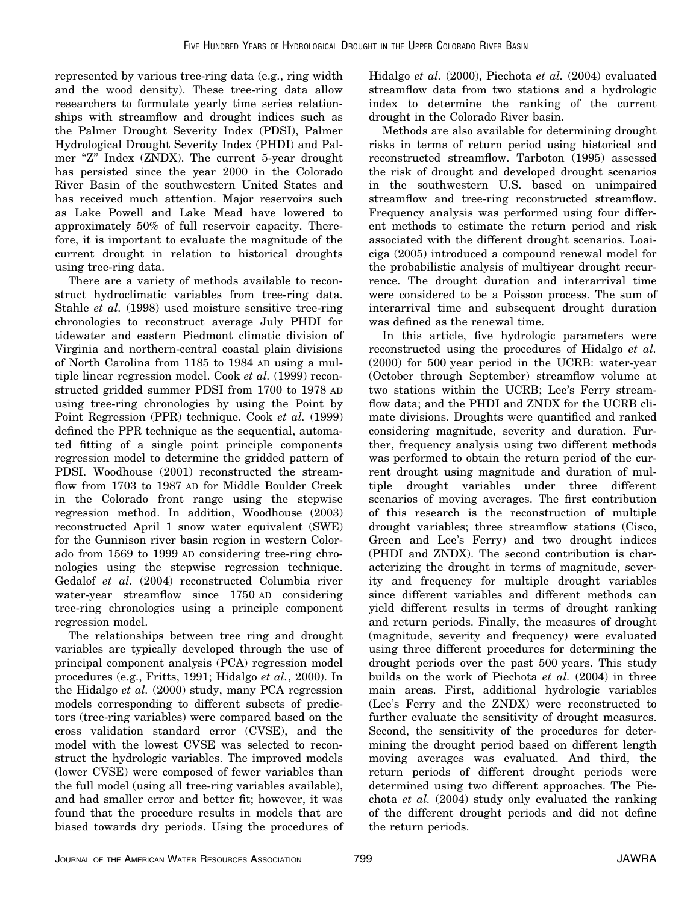represented by various tree-ring data (e.g., ring width and the wood density). These tree-ring data allow researchers to formulate yearly time series relationships with streamflow and drought indices such as the Palmer Drought Severity Index (PDSI), Palmer Hydrological Drought Severity Index (PHDI) and Palmer "Z" Index (ZNDX). The current 5-year drought has persisted since the year 2000 in the Colorado River Basin of the southwestern United States and has received much attention. Major reservoirs such as Lake Powell and Lake Mead have lowered to approximately 50% of full reservoir capacity. Therefore, it is important to evaluate the magnitude of the current drought in relation to historical droughts using tree-ring data.

There are a variety of methods available to reconstruct hydroclimatic variables from tree-ring data. Stahle *et al.* (1998) used moisture sensitive tree-ring chronologies to reconstruct average July PHDI for tidewater and eastern Piedmont climatic division of Virginia and northern-central coastal plain divisions of North Carolina from 1185 to 1984 AD using a multiple linear regression model. Cook *et al.* (1999) reconstructed gridded summer PDSI from 1700 to 1978 AD using tree-ring chronologies by using the Point by Point Regression (PPR) technique. Cook *et al.* (1999) defined the PPR technique as the sequential, automated fitting of a single point principle components regression model to determine the gridded pattern of PDSI. Woodhouse (2001) reconstructed the streamflow from 1703 to 1987 AD for Middle Boulder Creek in the Colorado front range using the stepwise regression method. In addition, Woodhouse (2003) reconstructed April 1 snow water equivalent (SWE) for the Gunnison river basin region in western Colorado from 1569 to 1999 AD considering tree-ring chronologies using the stepwise regression technique. Gedalof *et al.* (2004) reconstructed Columbia river water-year streamflow since 1750 AD considering tree-ring chronologies using a principle component regression model.

The relationships between tree ring and drought variables are typically developed through the use of principal component analysis (PCA) regression model procedures (e.g., Fritts, 1991; Hidalgo *et al.*, 2000). In the Hidalgo *et al.* (2000) study, many PCA regression models corresponding to different subsets of predictors (tree-ring variables) were compared based on the cross validation standard error (CVSE), and the model with the lowest CVSE was selected to reconstruct the hydrologic variables. The improved models (lower CVSE) were composed of fewer variables than the full model (using all tree-ring variables available), and had smaller error and better fit; however, it was found that the procedure results in models that are biased towards dry periods. Using the procedures of Hidalgo *et al.* (2000), Piechota *et al.* (2004) evaluated streamflow data from two stations and a hydrologic index to determine the ranking of the current drought in the Colorado River basin.

Methods are also available for determining drought risks in terms of return period using historical and reconstructed streamflow. Tarboton (1995) assessed the risk of drought and developed drought scenarios in the southwestern U.S. based on unimpaired streamflow and tree-ring reconstructed streamflow. Frequency analysis was performed using four different methods to estimate the return period and risk associated with the different drought scenarios. Loaiciga (2005) introduced a compound renewal model for the probabilistic analysis of multiyear drought recurrence. The drought duration and interarrival time were considered to be a Poisson process. The sum of interarrival time and subsequent drought duration was defined as the renewal time.

In this article, five hydrologic parameters were reconstructed using the procedures of Hidalgo *et al.* (2000) for 500 year period in the UCRB: water-year (October through September) streamflow volume at two stations within the UCRB; Lee's Ferry streamflow data; and the PHDI and ZNDX for the UCRB climate divisions. Droughts were quantified and ranked considering magnitude, severity and duration. Further, frequency analysis using two different methods was performed to obtain the return period of the current drought using magnitude and duration of multiple drought variables under three different scenarios of moving averages. The first contribution of this research is the reconstruction of multiple drought variables; three streamflow stations (Cisco, Green and Lee's Ferry) and two drought indices (PHDI and ZNDX). The second contribution is characterizing the drought in terms of magnitude, severity and frequency for multiple drought variables since different variables and different methods can yield different results in terms of drought ranking and return periods. Finally, the measures of drought (magnitude, severity and frequency) were evaluated using three different procedures for determining the drought periods over the past 500 years. This study builds on the work of Piechota *et al.* (2004) in three main areas. First, additional hydrologic variables (Lee's Ferry and the ZNDX) were reconstructed to further evaluate the sensitivity of drought measures. Second, the sensitivity of the procedures for determining the drought period based on different length moving averages was evaluated. And third, the return periods of different drought periods were determined using two different approaches. The Piechota *et al.* (2004) study only evaluated the ranking of the different drought periods and did not define the return periods.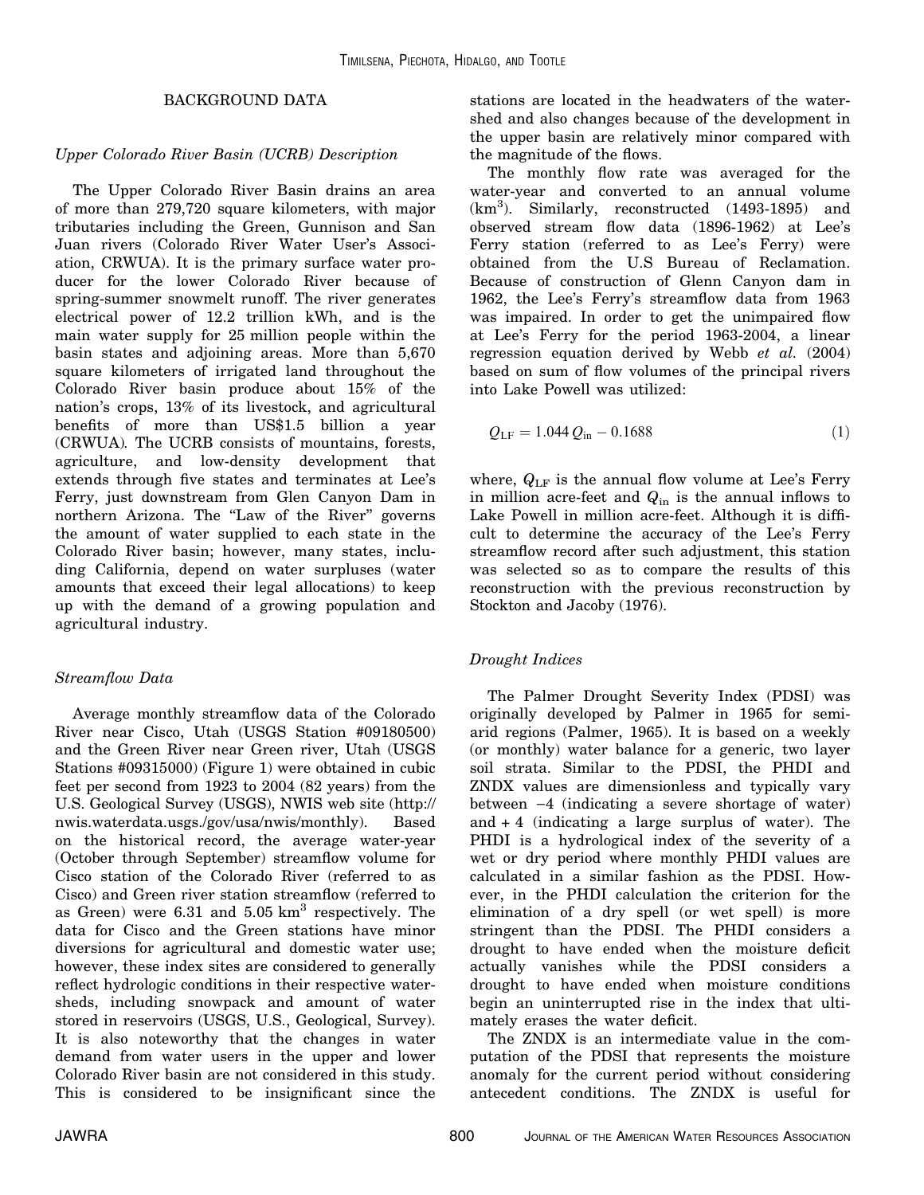## BACKGROUND DATA

### *Upper Colorado River Basin (UCRB) Description*

The Upper Colorado River Basin drains an area of more than 279,720 square kilometers, with major tributaries including the Green, Gunnison and San Juan rivers (Colorado River Water User's Association, CRWUA). It is the primary surface water producer for the lower Colorado River because of spring-summer snowmelt runoff. The river generates electrical power of 12.2 trillion kWh, and is the main water supply for 25 million people within the basin states and adjoining areas. More than 5,670 square kilometers of irrigated land throughout the Colorado River basin produce about 15% of the nation's crops, 13% of its livestock, and agricultural benefits of more than US$1.5 billion a year (CRWUA). The UCRB consists of mountains, forests, agriculture, and low-density development that extends through five states and terminates at Lee's Ferry, just downstream from Glen Canyon Dam in northern Arizona. The "Law of the River" governs the amount of water supplied to each state in the Colorado River basin; however, many states, including California, depend on water surpluses (water amounts that exceed their legal allocations) to keep up with the demand of a growing population and agricultural industry.

### *Streamflow Data*

Average monthly streamflow data of the Colorado River near Cisco, Utah (USGS Station #09180500) and the Green River near Green river, Utah (USGS Stations #09315000) (Figure 1) were obtained in cubic feet per second from 1923 to 2004 (82 years) from the U.S. Geological Survey (USGS), NWIS web site (http://nwis.waterdata.usgs./gov/usa/nwis/monthly). Based on the historical record, the average water-year (October through September) streamflow volume for Cisco station of the Colorado River (referred to as Cisco) and Green river station streamflow (referred to as Green) were 6.31 and 5.05 $km^3$ respectively. The data for Cisco and the Green stations have minor diversions for agricultural and domestic water use; however, these index sites are considered to generally reflect hydrologic conditions in their respective watersheds, including snowpack and amount of water stored in reservoirs (USGS, U.S., Geological, Survey). It is also noteworthy that the changes in water demand from water users in the upper and lower Colorado River basin are not considered in this study. This is considered to be insignificant since the stations are located in the headwaters of the watershed and also changes because of the development in the upper basin are relatively minor compared with the magnitude of the flows.

The monthly flow rate was averaged for the water-year and converted to an annual volume ($km^3$). Similarly, reconstructed (1493-1895) and observed stream flow data (1896-1962) at Lee's Ferry station (referred to as Lee's Ferry) were obtained from the U.S Bureau of Reclamation. Because of construction of Glenn Canyon dam in 1962, the Lee's Ferry's streamflow data from 1963 was impaired. In order to get the unimpaired flow at Lee's Ferry for the period 1963-2004, a linear regression equation derived by Webb *et al.* (2004) based on sum of flow volumes of the principal rivers into Lake Powell was utilized:

$$Q_{\mathrm{LF}} = 1.044\, Q_{\mathrm{in}} - 0.1688 \tag{1}$$

where, $Q_{\mathrm{LF}}$ is the annual flow volume at Lee's Ferry in million acre-feet and $Q_{\mathrm{in}}$ is the annual inflows to Lake Powell in million acre-feet. Although it is difficult to determine the accuracy of the Lee's Ferry streamflow record after such adjustment, this station was selected so as to compare the results of this reconstruction with the previous reconstruction by Stockton and Jacoby (1976).

### *Drought Indices*

The Palmer Drought Severity Index (PDSI) was originally developed by Palmer in 1965 for semi-arid regions (Palmer, 1965). It is based on a weekly (or monthly) water balance for a generic, two layer soil strata. Similar to the PDSI, the PHDI and ZNDX values are dimensionless and typically vary between −4 (indicating a severe shortage of water) and + 4 (indicating a large surplus of water). The PHDI is a hydrological index of the severity of a wet or dry period where monthly PHDI values are calculated in a similar fashion as the PDSI. However, in the PHDI calculation the criterion for the elimination of a dry spell (or wet spell) is more stringent than the PDSI. The PHDI considers a drought to have ended when the moisture deficit actually vanishes while the PDSI considers a drought to have ended when moisture conditions begin an uninterrupted rise in the index that ultimately erases the water deficit.

The ZNDX is an intermediate value in the computation of the PDSI that represents the moisture anomaly for the current period without considering antecedent conditions. The ZNDX is useful for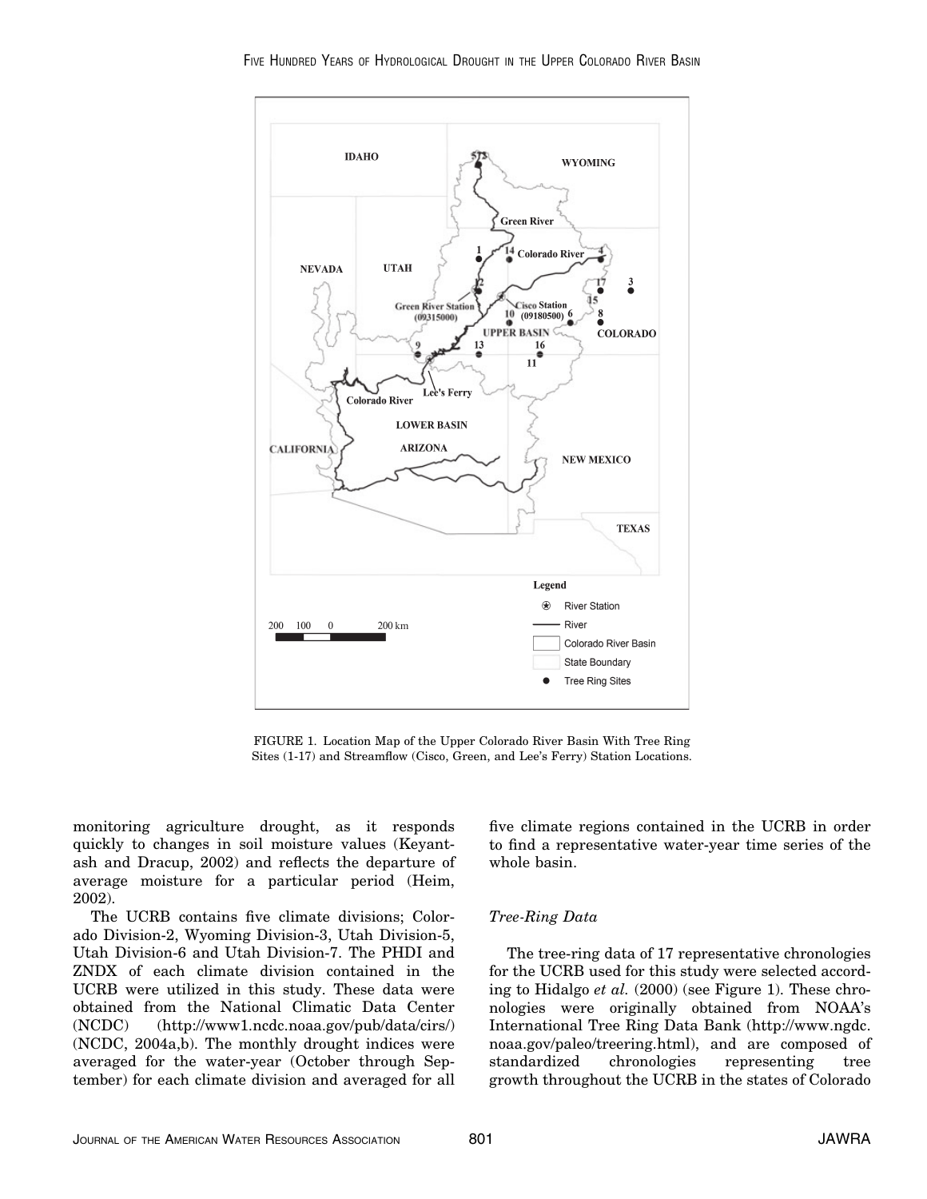FIGURE 1. Location Map of the Upper Colorado River Basin With Tree Ring Sites (1-17) and Streamflow (Cisco, Green, and Lee's Ferry) Station Locations.

monitoring agriculture drought, as it responds quickly to changes in soil moisture values (Keyantash and Dracup, 2002) and reflects the departure of average moisture for a particular period (Heim, 2002).

The UCRB contains five climate divisions; Colorado Division-2, Wyoming Division-3, Utah Division-5, Utah Division-6 and Utah Division-7. The PHDI and ZNDX of each climate division contained in the UCRB were utilized in this study. These data were obtained from the National Climatic Data Center (NCDC) (http://www1.ncdc.noaa.gov/pub/data/cirs/) (NCDC, 2004a,b). The monthly drought indices were averaged for the water-year (October through September) for each climate division and averaged for all five climate regions contained in the UCRB in order to find a representative water-year time series of the whole basin.

### Tree-Ring Data

The tree-ring data of 17 representative chronologies for the UCRB used for this study were selected according to Hidalgo *et al.* (2000) (see Figure 1). These chronologies were originally obtained from NOAA's International Tree Ring Data Bank (http://www.ngdc.noaa.gov/paleo/treering.html), and are composed of standardized chronologies representing tree growth throughout the UCRB in the states of Colorado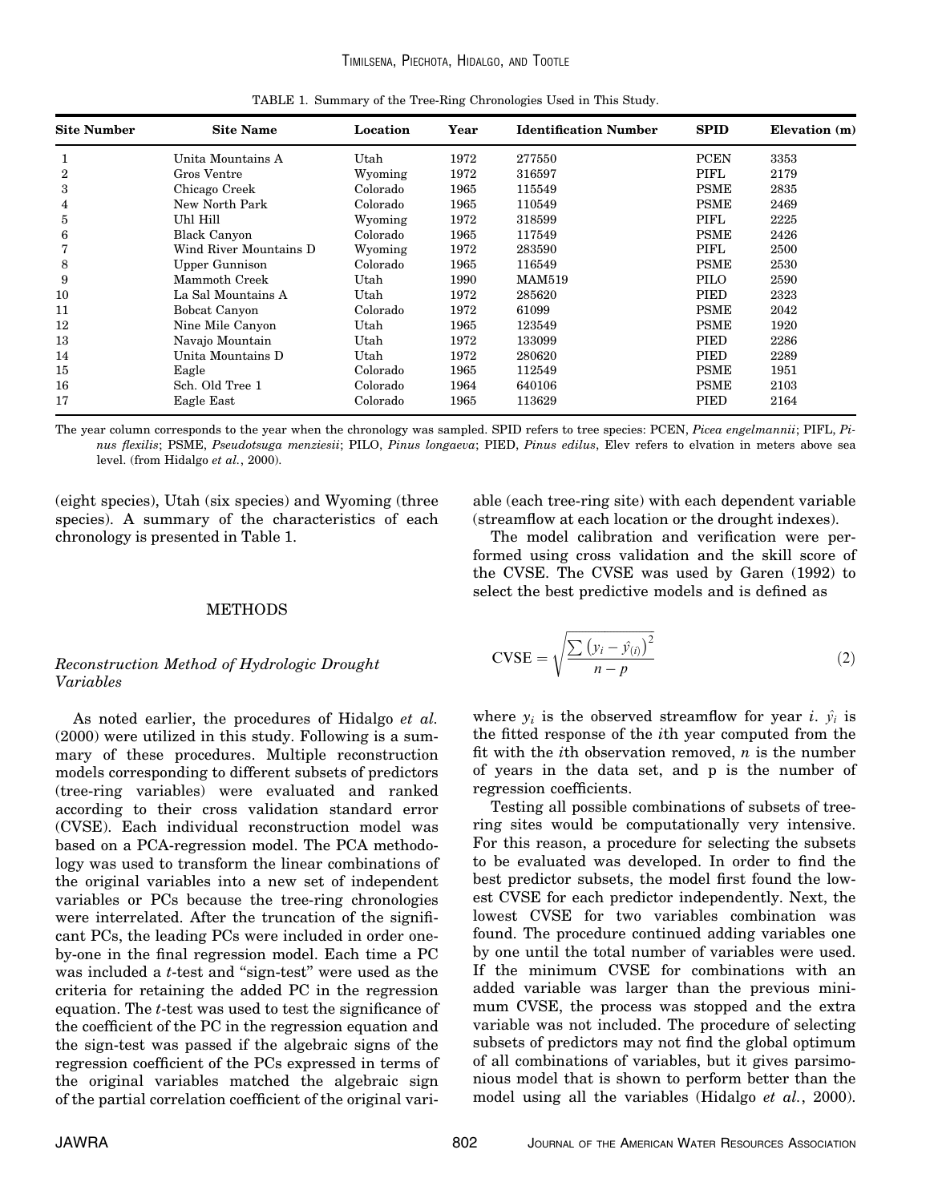TABLE 1. Summary of the Tree-Ring Chronologies Used in This Study.

| Site Number | Site Name | Location | Year | Identification Number | SPID | Elevation (m) |
|---|---|---|---|---|---|---|
| 1 | Unita Mountains A | Utah | 1972 | 277550 | PCEN | 3353 |
| 2 | Gros Ventre | Wyoming | 1972 | 316597 | PIFL | 2179 |
| 3 | Chicago Creek | Colorado | 1965 | 115549 | PSME | 2835 |
| 4 | New North Park | Colorado | 1965 | 110549 | PSME | 2469 |
| 5 | Uhl Hill | Wyoming | 1972 | 318599 | PIFL | 2225 |
| 6 | Black Canyon | Colorado | 1965 | 117549 | PSME | 2426 |
| 7 | Wind River Mountains D | Wyoming | 1972 | 283590 | PIFL | 2500 |
| 8 | Upper Gunnison | Colorado | 1965 | 116549 | PSME | 2530 |
| 9 | Mammoth Creek | Utah | 1990 | MAM519 | PILO | 2590 |
| 10 | La Sal Mountains A | Utah | 1972 | 285620 | PIED | 2323 |
| 11 | Bobcat Canyon | Colorado | 1972 | 61099 | PSME | 2042 |
| 12 | Nine Mile Canyon | Utah | 1965 | 123549 | PSME | 1920 |
| 13 | Navajo Mountain | Utah | 1972 | 133099 | PIED | 2286 |
| 14 | Unita Mountains D | Utah | 1972 | 280620 | PIED | 2289 |
| 15 | Eagle | Colorado | 1965 | 112549 | PSME | 1951 |
| 16 | Sch. Old Tree 1 | Colorado | 1964 | 640106 | PSME | 2103 |
| 17 | Eagle East | Colorado | 1965 | 113629 | PIED | 2164 |

The year column corresponds to the year when the chronology was sampled. SPID refers to tree species: PCEN, *Picea engelmannii*; PIFL, *Pinus flexilis*; PSME, *Pseudotsuga menziesii*; PILO, *Pinus longaeva*; PIED, *Pinus edilus*, Elev refers to elvation in meters above sea level. (from Hidalgo *et al.*, 2000).

(eight species), Utah (six species) and Wyoming (three species). A summary of the characteristics of each chronology is presented in Table 1.

## METHODS

### *Reconstruction Method of Hydrologic Drought Variables*

As noted earlier, the procedures of Hidalgo *et al.* (2000) were utilized in this study. Following is a summary of these procedures. Multiple reconstruction models corresponding to different subsets of predictors (tree-ring variables) were evaluated and ranked according to their cross validation standard error (CVSE). Each individual reconstruction model was based on a PCA-regression model. The PCA methodology was used to transform the linear combinations of the original variables into a new set of independent variables or PCs because the tree-ring chronologies were interrelated. After the truncation of the significant PCs, the leading PCs were included in order one-by-one in the final regression model. Each time a PC was included a *t*-test and "sign-test" were used as the criteria for retaining the added PC in the regression equation. The *t*-test was used to test the significance of the coefficient of the PC in the regression equation and the sign-test was passed if the algebraic signs of the regression coefficient of the PCs expressed in terms of the original variables matched the algebraic sign of the partial correlation coefficient of the original variable (each tree-ring site) with each dependent variable (streamflow at each location or the drought indexes).

The model calibration and verification were performed using cross validation and the skill score of the CVSE. The CVSE was used by Garen (1992) to select the best predictive models and is defined as

$$\mathrm{CVSE} = \sqrt{\frac{\sum \left(y_i - \hat{y}_{(i)}\right)^2}{n - p}} \tag{2}$$

where $y_i$ is the observed streamflow for year $i$. $\hat{y}_i$ is the fitted response of the $i$th year computed from the fit with the $i$th observation removed, $n$ is the number of years in the data set, and p is the number of regression coefficients.

Testing all possible combinations of subsets of tree-ring sites would be computationally very intensive. For this reason, a procedure for selecting the subsets to be evaluated was developed. In order to find the best predictor subsets, the model first found the lowest CVSE for each predictor independently. Next, the lowest CVSE for two variables combination was found. The procedure continued adding variables one by one until the total number of variables were used. If the minimum CVSE for combinations with an added variable was larger than the previous minimum CVSE, the process was stopped and the extra variable was not included. The procedure of selecting subsets of predictors may not find the global optimum of all combinations of variables, but it gives parsimonious model that is shown to perform better than the model using all the variables (Hidalgo *et al.*, 2000).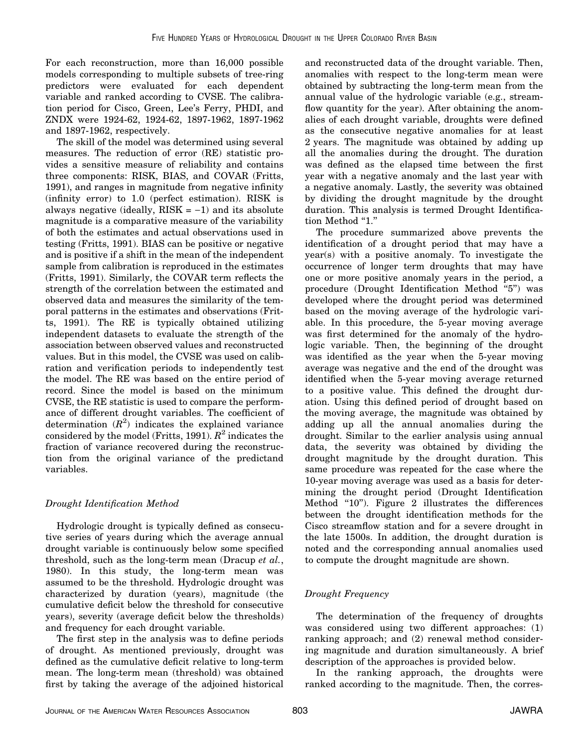For each reconstruction, more than 16,000 possible models corresponding to multiple subsets of tree-ring predictors were evaluated for each dependent variable and ranked according to CVSE. The calibration period for Cisco, Green, Lee's Ferry, PHDI, and ZNDX were 1924-62, 1924-62, 1897-1962, 1897-1962 and 1897-1962, respectively.

The skill of the model was determined using several measures. The reduction of error (RE) statistic provides a sensitive measure of reliability and contains three components: RISK, BIAS, and COVAR (Fritts, 1991), and ranges in magnitude from negative infinity (infinity error) to 1.0 (perfect estimation). RISK is always negative (ideally, RISK = −1) and its absolute magnitude is a comparative measure of the variability of both the estimates and actual observations used in testing (Fritts, 1991). BIAS can be positive or negative and is positive if a shift in the mean of the independent sample from calibration is reproduced in the estimates (Fritts, 1991). Similarly, the COVAR term reflects the strength of the correlation between the estimated and observed data and measures the similarity of the temporal patterns in the estimates and observations (Fritts, 1991). The RE is typically obtained utilizing independent datasets to evaluate the strength of the association between observed values and reconstructed values. But in this model, the CVSE was used on calibration and verification periods to independently test the model. The RE was based on the entire period of record. Since the model is based on the minimum CVSE, the RE statistic is used to compare the performance of different drought variables. The coefficient of determination ($R^2$) indicates the explained variance considered by the model (Fritts, 1991). $R^2$ indicates the fraction of variance recovered during the reconstruction from the original variance of the predictand variables.

### *Drought Identification Method*

Hydrologic drought is typically defined as consecutive series of years during which the average annual drought variable is continuously below some specified threshold, such as the long-term mean (Dracup *et al.*, 1980). In this study, the long-term mean was assumed to be the threshold. Hydrologic drought was characterized by duration (years), magnitude (the cumulative deficit below the threshold for consecutive years), severity (average deficit below the thresholds) and frequency for each drought variable.

The first step in the analysis was to define periods of drought. As mentioned previously, drought was defined as the cumulative deficit relative to long-term mean. The long-term mean (threshold) was obtained first by taking the average of the adjoined historical and reconstructed data of the drought variable. Then, anomalies with respect to the long-term mean were obtained by subtracting the long-term mean from the annual value of the hydrologic variable (e.g., streamflow quantity for the year). After obtaining the anomalies of each drought variable, droughts were defined as the consecutive negative anomalies for at least 2 years. The magnitude was obtained by adding up all the anomalies during the drought. The duration was defined as the elapsed time between the first year with a negative anomaly and the last year with a negative anomaly. Lastly, the severity was obtained by dividing the drought magnitude by the drought duration. This analysis is termed Drought Identification Method "1."

The procedure summarized above prevents the identification of a drought period that may have a year(s) with a positive anomaly. To investigate the occurrence of longer term droughts that may have one or more positive anomaly years in the period, a procedure (Drought Identification Method "5") was developed where the drought period was determined based on the moving average of the hydrologic variable. In this procedure, the 5-year moving average was first determined for the anomaly of the hydrologic variable. Then, the beginning of the drought was identified as the year when the 5-year moving average was negative and the end of the drought was identified when the 5-year moving average returned to a positive value. This defined the drought duration. Using this defined period of drought based on the moving average, the magnitude was obtained by adding up all the annual anomalies during the drought. Similar to the earlier analysis using annual data, the severity was obtained by dividing the drought magnitude by the drought duration. This same procedure was repeated for the case where the 10-year moving average was used as a basis for determining the drought period (Drought Identification Method "10"). Figure 2 illustrates the differences between the drought identification methods for the Cisco streamflow station and for a severe drought in the late 1500s. In addition, the drought duration is noted and the corresponding annual anomalies used to compute the drought magnitude are shown.

### *Drought Frequency*

The determination of the frequency of droughts was considered using two different approaches: (1) ranking approach; and (2) renewal method considering magnitude and duration simultaneously. A brief description of the approaches is provided below.

In the ranking approach, the droughts were ranked according to the magnitude. Then, the corres-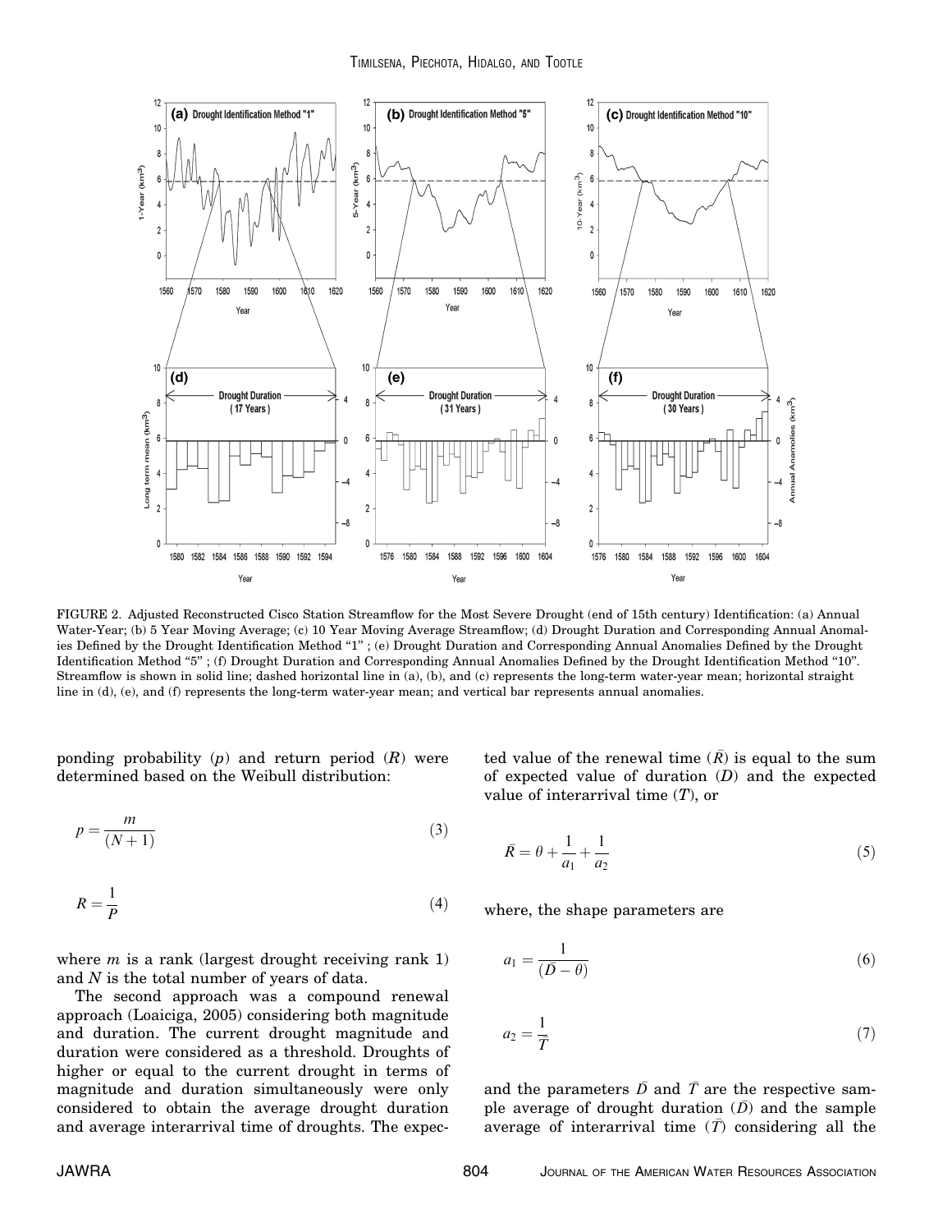FIGURE 2. Adjusted Reconstructed Cisco Station Streamflow for the Most Severe Drought (end of 15th century) Identification: (a) Annual Water-Year; (b) 5 Year Moving Average; (c) 10 Year Moving Average Streamflow; (d) Drought Duration and Corresponding Annual Anomalies Defined by the Drought Identification Method "1" ; (e) Drought Duration and Corresponding Annual Anomalies Defined by the Drought Identification Method "5" ; (f) Drought Duration and Corresponding Annual Anomalies Defined by the Drought Identification Method "10". Streamflow is shown in solid line; dashed horizontal line in (a), (b), and (c) represents the long-term water-year mean; horizontal straight line in (d), (e), and (f) represents the long-term water-year mean; and vertical bar represents annual anomalies.

ponding probability ($p$) and return period ($R$) were determined based on the Weibull distribution:

$$p = \frac{m}{(N+1)} \tag{3}$$

$$R = \frac{1}{P} \tag{4}$$

where $m$ is a rank (largest drought receiving rank 1) and $N$ is the total number of years of data.

The second approach was a compound renewal approach (Loaiciga, 2005) considering both magnitude and duration. The current drought magnitude and duration were considered as a threshold. Droughts of higher or equal to the current drought in terms of magnitude and duration simultaneously were only considered to obtain the average drought duration and average interarrival time of droughts. The expected value of the renewal time ($\bar{R}$) is equal to the sum of expected value of duration ($D$) and the expected value of interarrival time ($T$), or

$$\bar{R} = \theta + \frac{1}{a_1} + \frac{1}{a_2} \tag{5}$$

where, the shape parameters are

$$a_1 = \frac{1}{(\bar{D} - \theta)} \tag{6}$$

$$a_2 = \frac{1}{\bar{T}} \tag{7}$$

and the parameters $\bar{D}$ and $\bar{T}$ are the respective sample average of drought duration ($\bar{D}$) and the sample average of interarrival time ($\bar{T}$) considering all the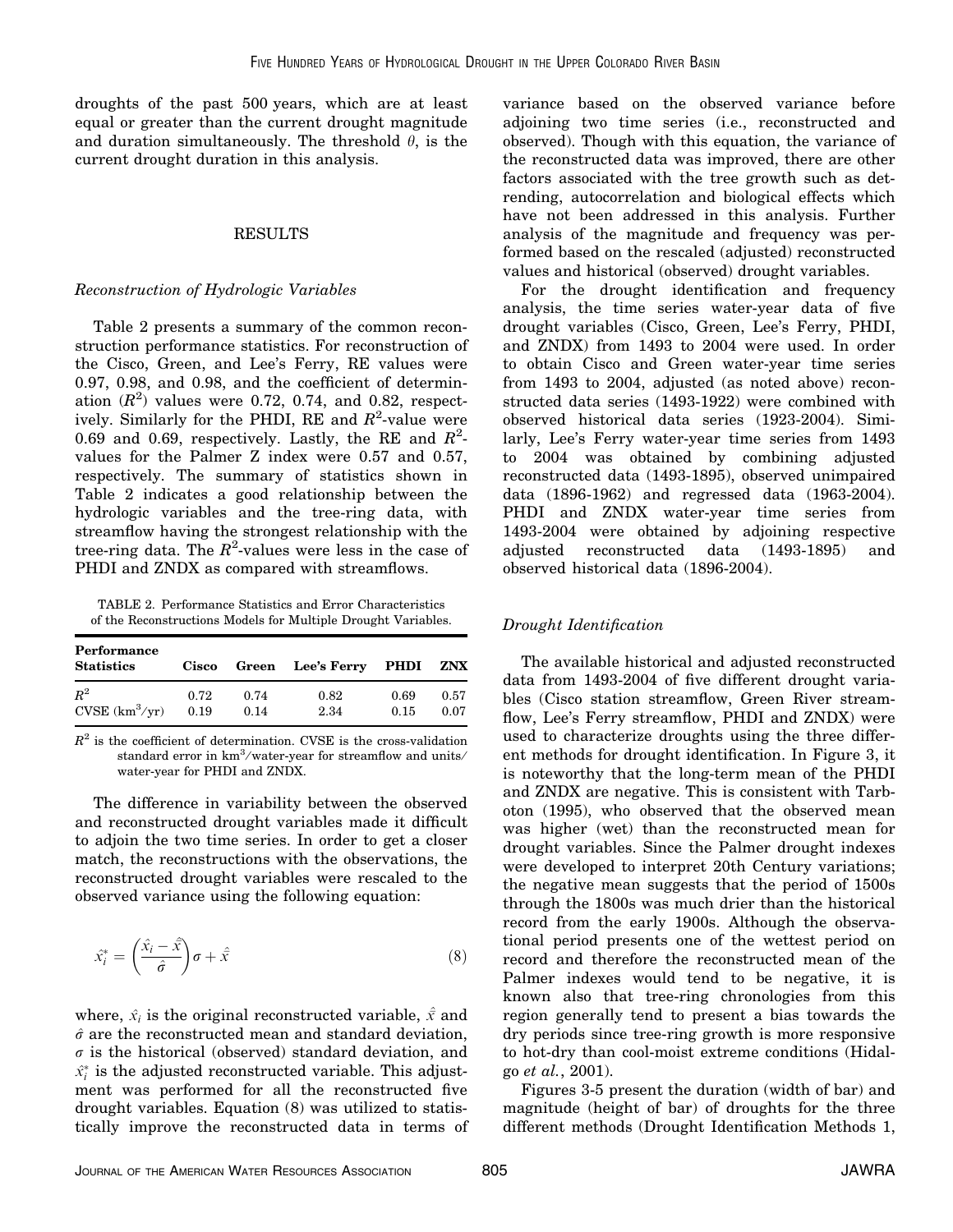droughts of the past 500 years, which are at least equal or greater than the current drought magnitude and duration simultaneously. The threshold $\theta$, is the current drought duration in this analysis.

## RESULTS

### *Reconstruction of Hydrologic Variables*

Table 2 presents a summary of the common reconstruction performance statistics. For reconstruction of the Cisco, Green, and Lee's Ferry, RE values were 0.97, 0.98, and 0.98, and the coefficient of determination ($R^2$) values were 0.72, 0.74, and 0.82, respectively. Similarly for the PHDI, RE and $R^2$-value were 0.69 and 0.69, respectively. Lastly, the RE and $R^2$-values for the Palmer Z index were 0.57 and 0.57, respectively. The summary of statistics shown in Table 2 indicates a good relationship between the hydrologic variables and the tree-ring data, with streamflow having the strongest relationship with the tree-ring data. The $R^2$-values were less in the case of PHDI and ZNDX as compared with streamflows.

TABLE 2. Performance Statistics and Error Characteristics of the Reconstructions Models for Multiple Drought Variables.

| Performance Statistics | Cisco | Green | Lee's Ferry | PHDI | ZNX |
|---|---|---|---|---|---|
| $R^2$ | 0.72 | 0.74 | 0.82 | 0.69 | 0.57 |
| CVSE ($km^3$/yr) | 0.19 | 0.14 | 2.34 | 0.15 | 0.07 |

$R^2$ is the coefficient of determination. CVSE is the cross-validation standard error in $km^3$/water-year for streamflow and units/water-year for PHDI and ZNDX.

The difference in variability between the observed and reconstructed drought variables made it difficult to adjoin the two time series. In order to get a closer match, the reconstructions with the observations, the reconstructed drought variables were rescaled to the observed variance using the following equation:

$$\hat{x}_i^* = \left(\frac{\hat{x}_i - \hat{\bar{x}}}{\hat{\sigma}}\right)\sigma + \hat{\bar{x}} \tag{8}$$

where, $\hat{x}_i$ is the original reconstructed variable, $\hat{\bar{x}}$ and $\hat{\sigma}$ are the reconstructed mean and standard deviation, $\sigma$ is the historical (observed) standard deviation, and $\hat{x}_i^*$ is the adjusted reconstructed variable. This adjustment was performed for all the reconstructed five drought variables. Equation (8) was utilized to statistically improve the reconstructed data in terms of variance based on the observed variance before adjoining two time series (i.e., reconstructed and observed). Though with this equation, the variance of the reconstructed data was improved, there are other factors associated with the tree growth such as detrending, autocorrelation and biological effects which have not been addressed in this analysis. Further analysis of the magnitude and frequency was performed based on the rescaled (adjusted) reconstructed values and historical (observed) drought variables.

For the drought identification and frequency analysis, the time series water-year data of five drought variables (Cisco, Green, Lee's Ferry, PHDI, and ZNDX) from 1493 to 2004 were used. In order to obtain Cisco and Green water-year time series from 1493 to 2004, adjusted (as noted above) reconstructed data series (1493-1922) were combined with observed historical data series (1923-2004). Similarly, Lee's Ferry water-year time series from 1493 to 2004 was obtained by combining adjusted reconstructed data (1493-1895), observed unimpaired data (1896-1962) and regressed data (1963-2004). PHDI and ZNDX water-year time series from 1493-2004 were obtained by adjoining respective adjusted reconstructed data (1493-1895) and observed historical data (1896-2004).

### *Drought Identification*

The available historical and adjusted reconstructed data from 1493-2004 of five different drought variables (Cisco station streamflow, Green River streamflow, Lee's Ferry streamflow, PHDI and ZNDX) were used to characterize droughts using the three different methods for drought identification. In Figure 3, it is noteworthy that the long-term mean of the PHDI and ZNDX are negative. This is consistent with Tarboton (1995), who observed that the observed mean was higher (wet) than the reconstructed mean for drought variables. Since the Palmer drought indexes were developed to interpret 20th Century variations; the negative mean suggests that the period of 1500s through the 1800s was much drier than the historical record from the early 1900s. Although the observational period presents one of the wettest period on record and therefore the reconstructed mean of the Palmer indexes would tend to be negative, it is known also that tree-ring chronologies from this region generally tend to present a bias towards the dry periods since tree-ring growth is more responsive to hot-dry than cool-moist extreme conditions (Hidalgo *et al.*, 2001).

Figures 3-5 present the duration (width of bar) and magnitude (height of bar) of droughts for the three different methods (Drought Identification Methods 1,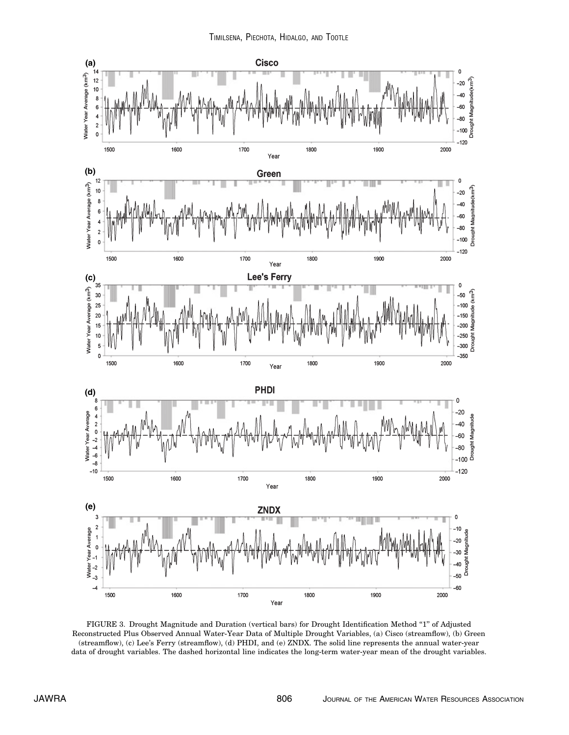FIGURE 3. Drought Magnitude and Duration (vertical bars) for Drought Identification Method "1" of Adjusted Reconstructed Plus Observed Annual Water-Year Data of Multiple Drought Variables, (a) Cisco (streamflow), (b) Green (streamflow), (c) Lee's Ferry (streamflow), (d) PHDI, and (e) ZNDX. The solid line represents the annual water-year data of drought variables. The dashed horizontal line indicates the long-term water-year mean of the drought variables.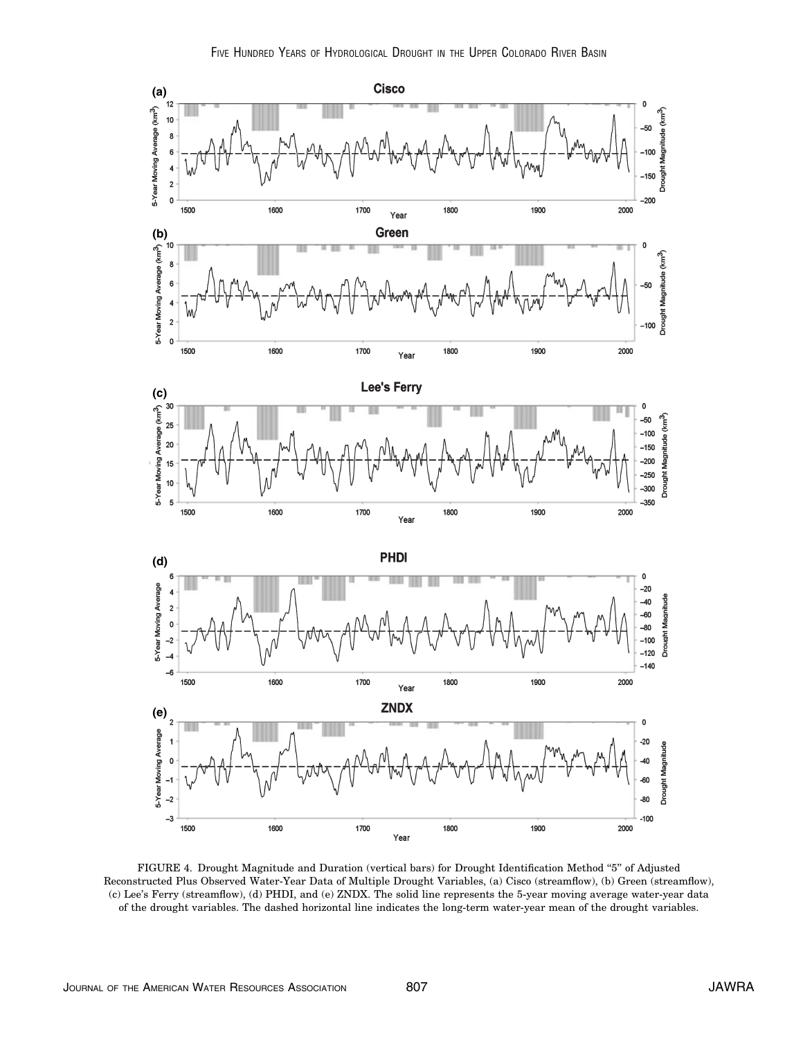FIGURE 4. Drought Magnitude and Duration (vertical bars) for Drought Identification Method "5" of Adjusted Reconstructed Plus Observed Water-Year Data of Multiple Drought Variables, (a) Cisco (streamflow), (b) Green (streamflow), (c) Lee's Ferry (streamflow), (d) PHDI, and (e) ZNDX. The solid line represents the 5-year moving average water-year data of the drought variables. The dashed horizontal line indicates the long-term water-year mean of the drought variables.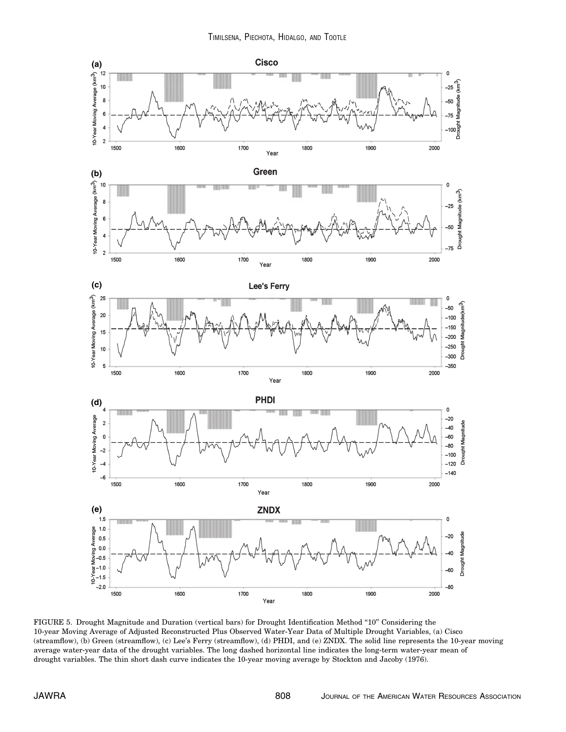FIGURE 5. Drought Magnitude and Duration (vertical bars) for Drought Identification Method "10" Considering the 10-year Moving Average of Adjusted Reconstructed Plus Observed Water-Year Data of Multiple Drought Variables, (a) Cisco (streamflow), (b) Green (streamflow), (c) Lee's Ferry (streamflow), (d) PHDI, and (e) ZNDX. The solid line represents the 10-year moving average water-year data of the drought variables. The long dashed horizontal line indicates the long-term water-year mean of drought variables. The thin short dash curve indicates the 10-year moving average by Stockton and Jacoby (1976).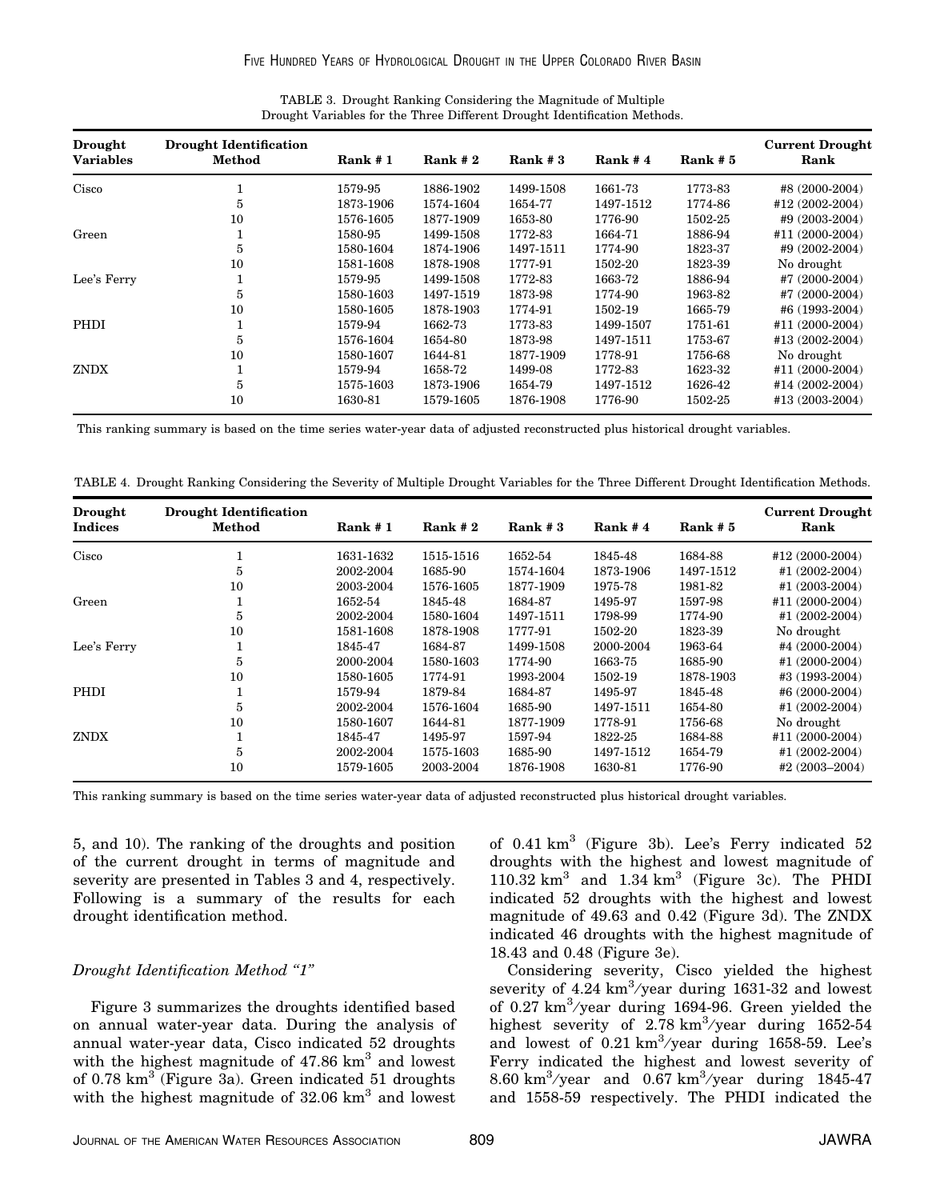TABLE 3. Drought Ranking Considering the Magnitude of Multiple Drought Variables for the Three Different Drought Identification Methods.

| Drought Variables | Drought Identification Method | Rank # 1 | Rank # 2 | Rank # 3 | Rank # 4 | Rank # 5 | Current Drought Rank |
|---|---|---|---|---|---|---|---|
| Cisco | 1 | 1579-95 | 1886-1902 | 1499-1508 | 1661-73 | 1773-83 | #8 (2000-2004) |
| | 5 | 1873-1906 | 1574-1604 | 1654-77 | 1497-1512 | 1774-86 | #12 (2002-2004) |
| | 10 | 1576-1605 | 1877-1909 | 1653-80 | 1776-90 | 1502-25 | #9 (2003-2004) |
| Green | 1 | 1580-95 | 1499-1508 | 1772-83 | 1664-71 | 1886-94 | #11 (2000-2004) |
| | 5 | 1580-1604 | 1874-1906 | 1497-1511 | 1774-90 | 1823-37 | #9 (2002-2004) |
| | 10 | 1581-1608 | 1878-1908 | 1777-91 | 1502-20 | 1823-39 | No drought |
| Lee's Ferry | 1 | 1579-95 | 1499-1508 | 1772-83 | 1663-72 | 1886-94 | #7 (2000-2004) |
| | 5 | 1580-1603 | 1497-1519 | 1873-98 | 1774-90 | 1963-82 | #7 (2000-2004) |
| | 10 | 1580-1605 | 1878-1903 | 1774-91 | 1502-19 | 1665-79 | #6 (1993-2004) |
| PHDI | 1 | 1579-94 | 1662-73 | 1773-83 | 1499-1507 | 1751-61 | #11 (2000-2004) |
| | 5 | 1576-1604 | 1654-80 | 1873-98 | 1497-1511 | 1753-67 | #13 (2002-2004) |
| | 10 | 1580-1607 | 1644-81 | 1877-1909 | 1778-91 | 1756-68 | No drought |
| ZNDX | 1 | 1579-94 | 1658-72 | 1499-08 | 1772-83 | 1623-32 | #11 (2000-2004) |
| | 5 | 1575-1603 | 1873-1906 | 1654-79 | 1497-1512 | 1626-42 | #14 (2002-2004) |
| | 10 | 1630-81 | 1579-1605 | 1876-1908 | 1776-90 | 1502-25 | #13 (2003-2004) |

This ranking summary is based on the time series water-year data of adjusted reconstructed plus historical drought variables.

TABLE 4. Drought Ranking Considering the Severity of Multiple Drought Variables for the Three Different Drought Identification Methods.

| Drought Indices | Drought Identification Method | Rank # 1 | Rank # 2 | Rank # 3 | Rank # 4 | Rank # 5 | Current Drought Rank |
|---|---|---|---|---|---|---|---|
| Cisco | 1 | 1631-1632 | 1515-1516 | 1652-54 | 1845-48 | 1684-88 | #12 (2000-2004) |
| | 5 | 2002-2004 | 1685-90 | 1574-1604 | 1873-1906 | 1497-1512 | #1 (2002-2004) |
| | 10 | 2003-2004 | 1576-1605 | 1877-1909 | 1975-78 | 1981-82 | #1 (2003-2004) |
| Green | 1 | 1652-54 | 1845-48 | 1684-87 | 1495-97 | 1597-98 | #11 (2000-2004) |
| | 5 | 2002-2004 | 1580-1604 | 1497-1511 | 1798-99 | 1774-90 | #1 (2002-2004) |
| | 10 | 1581-1608 | 1878-1908 | 1777-91 | 1502-20 | 1823-39 | No drought |
| Lee's Ferry | 1 | 1845-47 | 1684-87 | 1499-1508 | 2000-2004 | 1963-64 | #4 (2000-2004) |
| | 5 | 2000-2004 | 1580-1603 | 1774-90 | 1663-75 | 1685-90 | #1 (2000-2004) |
| | 10 | 1580-1605 | 1774-91 | 1993-2004 | 1502-19 | 1878-1903 | #3 (1993-2004) |
| PHDI | 1 | 1579-94 | 1879-84 | 1684-87 | 1495-97 | 1845-48 | #6 (2000-2004) |
| | 5 | 2002-2004 | 1576-1604 | 1685-90 | 1497-1511 | 1654-80 | #1 (2002-2004) |
| | 10 | 1580-1607 | 1644-81 | 1877-1909 | 1778-91 | 1756-68 | No drought |
| ZNDX | 1 | 1845-47 | 1495-97 | 1597-94 | 1822-25 | 1684-88 | #11 (2000-2004) |
| | 5 | 2002-2004 | 1575-1603 | 1685-90 | 1497-1512 | 1654-79 | #1 (2002-2004) |
| | 10 | 1579-1605 | 2003-2004 | 1876-1908 | 1630-81 | 1776-90 | #2 (2003–2004) |

This ranking summary is based on the time series water-year data of adjusted reconstructed plus historical drought variables.

5, and 10). The ranking of the droughts and position of the current drought in terms of magnitude and severity are presented in Tables 3 and 4, respectively. Following is a summary of the results for each drought identification method.

*Drought Identification Method "1"*

Figure 3 summarizes the droughts identified based on annual water-year data. During the analysis of annual water-year data, Cisco indicated 52 droughts with the highest magnitude of 47.86 $km^3$ and lowest of 0.78 $km^3$ (Figure 3a). Green indicated 51 droughts with the highest magnitude of 32.06 $km^3$ and lowest of 0.41 $km^3$ (Figure 3b). Lee's Ferry indicated 52 droughts with the highest and lowest magnitude of 110.32 $km^3$ and 1.34 $km^3$ (Figure 3c). The PHDI indicated 52 droughts with the highest and lowest magnitude of 49.63 and 0.42 (Figure 3d). The ZNDX indicated 46 droughts with the highest magnitude of 18.43 and 0.48 (Figure 3e).

Considering severity, Cisco yielded the highest severity of 4.24 $km^3$/year during 1631-32 and lowest of 0.27 $km^3$/year during 1694-96. Green yielded the highest severity of 2.78 $km^3$/year during 1652-54 and lowest of 0.21 $km^3$/year during 1658-59. Lee's Ferry indicated the highest and lowest severity of 8.60 $km^3$/year and 0.67 $km^3$/year during 1845-47 and 1558-59 respectively. The PHDI indicated the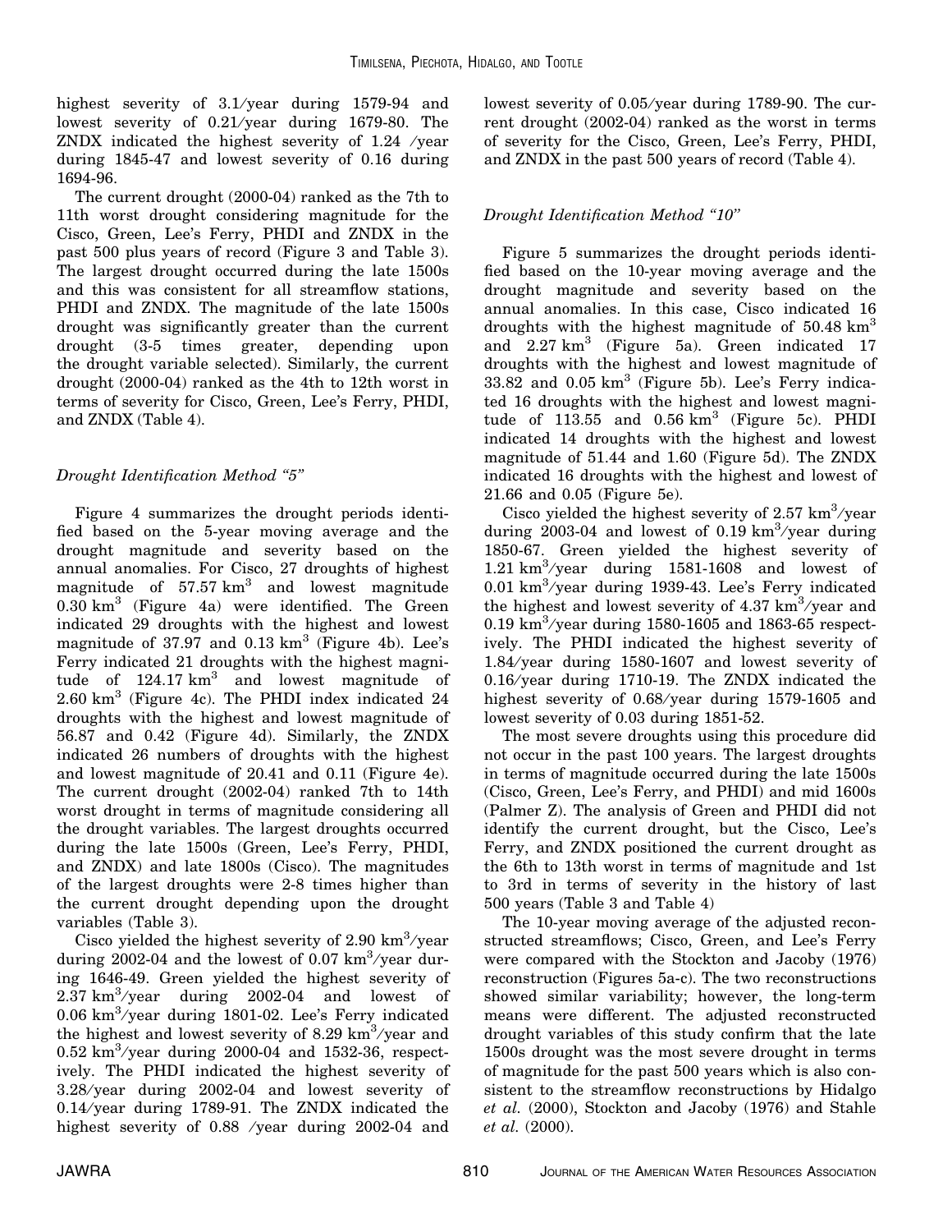highest severity of 3.1/year during 1579-94 and lowest severity of 0.21/year during 1679-80. The ZNDX indicated the highest severity of 1.24 /year during 1845-47 and lowest severity of 0.16 during 1694-96.

The current drought (2000-04) ranked as the 7th to 11th worst drought considering magnitude for the Cisco, Green, Lee's Ferry, PHDI and ZNDX in the past 500 plus years of record (Figure 3 and Table 3). The largest drought occurred during the late 1500s and this was consistent for all streamflow stations, PHDI and ZNDX. The magnitude of the late 1500s drought was significantly greater than the current drought (3-5 times greater, depending upon the drought variable selected). Similarly, the current drought (2000-04) ranked as the 4th to 12th worst in terms of severity for Cisco, Green, Lee's Ferry, PHDI, and ZNDX (Table 4).

### *Drought Identification Method "5"*

Figure 4 summarizes the drought periods identified based on the 5-year moving average and the drought magnitude and severity based on the annual anomalies. For Cisco, 27 droughts of highest magnitude of 57.57 $km^3$ and lowest magnitude 0.30 $km^3$ (Figure 4a) were identified. The Green indicated 29 droughts with the highest and lowest magnitude of 37.97 and 0.13 $km^3$ (Figure 4b). Lee's Ferry indicated 21 droughts with the highest magnitude of 124.17 $km^3$ and lowest magnitude of 2.60 $km^3$ (Figure 4c). The PHDI index indicated 24 droughts with the highest and lowest magnitude of 56.87 and 0.42 (Figure 4d). Similarly, the ZNDX indicated 26 numbers of droughts with the highest and lowest magnitude of 20.41 and 0.11 (Figure 4e). The current drought (2002-04) ranked 7th to 14th worst drought in terms of magnitude considering all the drought variables. The largest droughts occurred during the late 1500s (Green, Lee's Ferry, PHDI, and ZNDX) and late 1800s (Cisco). The magnitudes of the largest droughts were 2-8 times higher than the current drought depending upon the drought variables (Table 3).

Cisco yielded the highest severity of 2.90 $km^3$/year during 2002-04 and the lowest of 0.07 $km^3$/year during 1646-49. Green yielded the highest severity of 2.37 $km^3$/year during 2002-04 and lowest of 0.06 $km^3$/year during 1801-02. Lee's Ferry indicated the highest and lowest severity of 8.29 $km^3$/year and 0.52 $km^3$/year during 2000-04 and 1532-36, respectively. The PHDI indicated the highest severity of 3.28/year during 2002-04 and lowest severity of 0.14/year during 1789-91. The ZNDX indicated the highest severity of 0.88 /year during 2002-04 and lowest severity of 0.05/year during 1789-90. The current drought (2002-04) ranked as the worst in terms of severity for the Cisco, Green, Lee's Ferry, PHDI, and ZNDX in the past 500 years of record (Table 4).

### *Drought Identification Method "10"*

Figure 5 summarizes the drought periods identified based on the 10-year moving average and the drought magnitude and severity based on the annual anomalies. In this case, Cisco indicated 16 droughts with the highest magnitude of 50.48 $km^3$ and 2.27 $km^3$ (Figure 5a). Green indicated 17 droughts with the highest and lowest magnitude of 33.82 and 0.05 $km^3$ (Figure 5b). Lee's Ferry indicated 16 droughts with the highest and lowest magnitude of 113.55 and 0.56 $km^3$ (Figure 5c). PHDI indicated 14 droughts with the highest and lowest magnitude of 51.44 and 1.60 (Figure 5d). The ZNDX indicated 16 droughts with the highest and lowest of 21.66 and 0.05 (Figure 5e).

Cisco yielded the highest severity of 2.57 $km^3$/year during 2003-04 and lowest of 0.19 $km^3$/year during 1850-67. Green yielded the highest severity of 1.21 $km^3$/year during 1581-1608 and lowest of 0.01 $km^3$/year during 1939-43. Lee's Ferry indicated the highest and lowest severity of 4.37 $km^3$/year and 0.19 $km^3$/year during 1580-1605 and 1863-65 respectively. The PHDI indicated the highest severity of 1.84/year during 1580-1607 and lowest severity of 0.16/year during 1710-19. The ZNDX indicated the highest severity of 0.68/year during 1579-1605 and lowest severity of 0.03 during 1851-52.

The most severe droughts using this procedure did not occur in the past 100 years. The largest droughts in terms of magnitude occurred during the late 1500s (Cisco, Green, Lee's Ferry, and PHDI) and mid 1600s (Palmer Z). The analysis of Green and PHDI did not identify the current drought, but the Cisco, Lee's Ferry, and ZNDX positioned the current drought as the 6th to 13th worst in terms of magnitude and 1st to 3rd in terms of severity in the history of last 500 years (Table 3 and Table 4)

The 10-year moving average of the adjusted reconstructed streamflows; Cisco, Green, and Lee's Ferry were compared with the Stockton and Jacoby (1976) reconstruction (Figures 5a-c). The two reconstructions showed similar variability; however, the long-term means were different. The adjusted reconstructed drought variables of this study confirm that the late 1500s drought was the most severe drought in terms of magnitude for the past 500 years which is also consistent to the streamflow reconstructions by Hidalgo *et al.* (2000), Stockton and Jacoby (1976) and Stahle *et al.* (2000).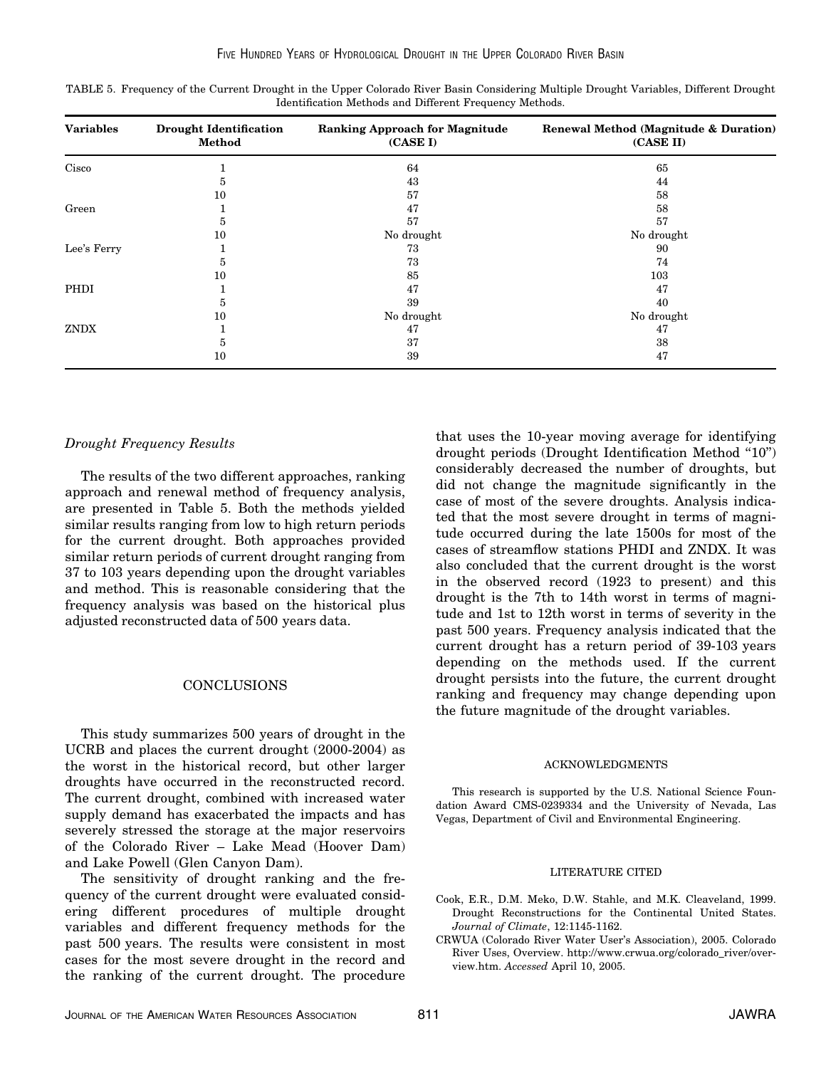TABLE 5. Frequency of the Current Drought in the Upper Colorado River Basin Considering Multiple Drought Variables, Different Drought Identification Methods and Different Frequency Methods.

| Variables | Drought Identification Method | Ranking Approach for Magnitude (CASE I) | Renewal Method (Magnitude & Duration) (CASE II) |
|---|---|---|---|
| Cisco | 1 | 64 | 65 |
| | 5 | 43 | 44 |
| | 10 | 57 | 58 |
| Green | 1 | 47 | 58 |
| | 5 | 57 | 57 |
| | 10 | No drought | No drought |
| Lee's Ferry | 1 | 73 | 90 |
| | 5 | 73 | 74 |
| | 10 | 85 | 103 |
| PHDI | 1 | 47 | 47 |
| | 5 | 39 | 40 |
| | 10 | No drought | No drought |
| ZNDX | 1 | 47 | 47 |
| | 5 | 37 | 38 |
| | 10 | 39 | 47 |

### *Drought Frequency Results*

The results of the two different approaches, ranking approach and renewal method of frequency analysis, are presented in Table 5. Both the methods yielded similar results ranging from low to high return periods for the current drought. Both approaches provided similar return periods of current drought ranging from 37 to 103 years depending upon the drought variables and method. This is reasonable considering that the frequency analysis was based on the historical plus adjusted reconstructed data of 500 years data.

## CONCLUSIONS

This study summarizes 500 years of drought in the UCRB and places the current drought (2000-2004) as the worst in the historical record, but other larger droughts have occurred in the reconstructed record. The current drought, combined with increased water supply demand has exacerbated the impacts and has severely stressed the storage at the major reservoirs of the Colorado River – Lake Mead (Hoover Dam) and Lake Powell (Glen Canyon Dam).

The sensitivity of drought ranking and the frequency of the current drought were evaluated considering different procedures of multiple drought variables and different frequency methods for the past 500 years. The results were consistent in most cases for the most severe drought in the record and the ranking of the current drought. The procedure that uses the 10-year moving average for identifying drought periods (Drought Identification Method "10") considerably decreased the number of droughts, but did not change the magnitude significantly in the case of most of the severe droughts. Analysis indicated that the most severe drought in terms of magnitude occurred during the late 1500s for most of the cases of streamflow stations PHDI and ZNDX. It was also concluded that the current drought is the worst in the observed record (1923 to present) and this drought is the 7th to 14th worst in terms of magnitude and 1st to 12th worst in terms of severity in the past 500 years. Frequency analysis indicated that the current drought has a return period of 39-103 years depending on the methods used. If the current drought persists into the future, the current drought ranking and frequency may change depending upon the future magnitude of the drought variables.

## ACKNOWLEDGMENTS

This research is supported by the U.S. National Science Foundation Award CMS-0239334 and the University of Nevada, Las Vegas, Department of Civil and Environmental Engineering.

## LITERATURE CITED

Cook, E.R., D.M. Meko, D.W. Stahle, and M.K. Cleaveland, 1999. Drought Reconstructions for the Continental United States. *Journal of Climate*, 12:1145-1162.

CRWUA (Colorado River Water User's Association), 2005. Colorado River Uses, Overview. http://www.crwua.org/colorado_river/overview.htm. *Accessed* April 10, 2005.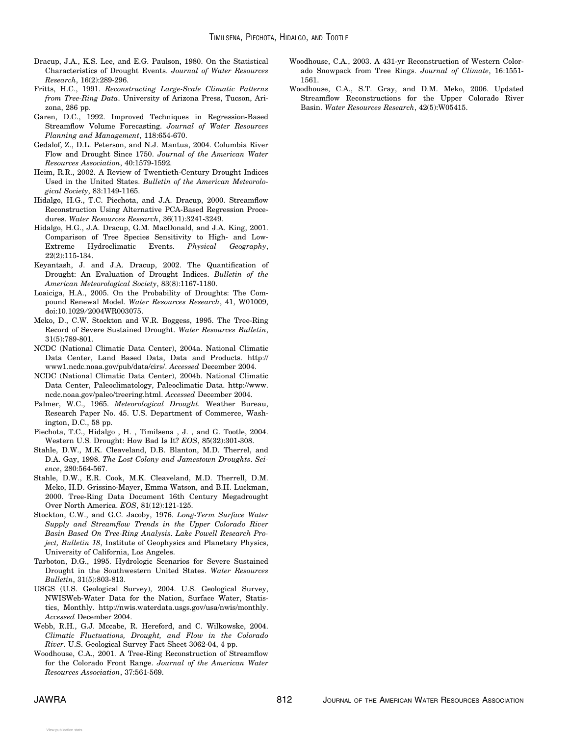Dracup, J.A., K.S. Lee, and E.G. Paulson, 1980. On the Statistical Characteristics of Drought Events. *Journal of Water Resources Research*, 16(2):289-296.

Fritts, H.C., 1991. *Reconstructing Large-Scale Climatic Patterns from Tree-Ring Data*. University of Arizona Press, Tucson, Arizona, 286 pp.

Garen, D.C., 1992. Improved Techniques in Regression-Based Streamflow Volume Forecasting. *Journal of Water Resources Planning and Management*, 118:654-670.

Gedalof, Z., D.L. Peterson, and N.J. Mantua, 2004. Columbia River Flow and Drought Since 1750. *Journal of the American Water Resources Association*, 40:1579-1592.

Heim, R.R., 2002. A Review of Twentieth-Century Drought Indices Used in the United States. *Bulletin of the American Meteorological Society*, 83:1149-1165.

Hidalgo, H.G., T.C. Piechota, and J.A. Dracup, 2000. Streamflow Reconstruction Using Alternative PCA-Based Regression Procedures. *Water Resources Research*, 36(11):3241-3249.

Hidalgo, H.G., J.A. Dracup, G.M. MacDonald, and J.A. King, 2001. Comparison of Tree Species Sensitivity to High- and Low-Extreme Hydroclimatic Events. *Physical Geography*, 22(2):115-134.

Keyantash, J. and J.A. Dracup, 2002. The Quantification of Drought: An Evaluation of Drought Indices. *Bulletin of the American Meteorological Society*, 83(8):1167-1180.

Loaiciga, H.A., 2005. On the Probability of Droughts: The Compound Renewal Model. *Water Resources Research*, 41, W01009, doi:10.1029/2004WR003075.

Meko, D., C.W. Stockton and W.R. Boggess, 1995. The Tree-Ring Record of Severe Sustained Drought. *Water Resources Bulletin*, 31(5):789-801.

NCDC (National Climatic Data Center), 2004a. National Climatic Data Center, Land Based Data, Data and Products. http://www1.ncdc.noaa.gov/pub/data/cirs/. *Accessed* December 2004.

NCDC (National Climatic Data Center), 2004b. National Climatic Data Center, Paleoclimatology, Paleoclimatic Data. http://www.ncdc.noaa.gov/paleo/treering.html. *Accessed* December 2004.

Palmer, W.C., 1965. *Meteorological Drought*. Weather Bureau, Research Paper No. 45. U.S. Department of Commerce, Washington, D.C., 58 pp.

Piechota, T.C., Hidalgo , H. , Timilsena , J. , and G. Tootle, 2004. Western U.S. Drought: How Bad Is It? *EOS*, 85(32):301-308.

Stahle, D.W., M.K. Cleaveland, D.B. Blanton, M.D. Therrel, and D.A. Gay, 1998. *The Lost Colony and Jamestown Droughts*. *Science*, 280:564-567.

Stahle, D.W., E.R. Cook, M.K. Cleaveland, M.D. Therrell, D.M. Meko, H.D. Grissino-Mayer, Emma Watson, and B.H. Luckman, 2000. Tree-Ring Data Document 16th Century Megadrought Over North America. *EOS*, 81(12):121-125.

Stockton, C.W., and G.C. Jacoby, 1976. *Long-Term Surface Water Supply and Streamflow Trends in the Upper Colorado River Basin Based On Tree-Ring Analysis*. *Lake Powell Research Project, Bulletin 18*, Institute of Geophysics and Planetary Physics, University of California, Los Angeles.

Tarboton, D.G., 1995. Hydrologic Scenarios for Severe Sustained Drought in the Southwestern United States. *Water Resources Bulletin*, 31(5):803-813.

USGS (U.S. Geological Survey), 2004. U.S. Geological Survey, NWISWeb-Water Data for the Nation, Surface Water, Statistics, Monthly. http://nwis.waterdata.usgs.gov/usa/nwis/monthly. *Accessed* December 2004.

Webb, R.H., G.J. Mccabe, R. Hereford, and C. Wilkowske, 2004. *Climatic Fluctuations, Drought, and Flow in the Colorado River*. U.S. Geological Survey Fact Sheet 3062-04, 4 pp.

Woodhouse, C.A., 2001. A Tree-Ring Reconstruction of Streamflow for the Colorado Front Range. *Journal of the American Water Resources Association*, 37:561-569.

Woodhouse, C.A., 2003. A 431-yr Reconstruction of Western Colorado Snowpack from Tree Rings. *Journal of Climate*, 16:1551-1561.

Woodhouse, C.A., S.T. Gray, and D.M. Meko, 2006. Updated Streamflow Reconstructions for the Upper Colorado River Basin. *Water Resources Research*, 42(5):W05415.